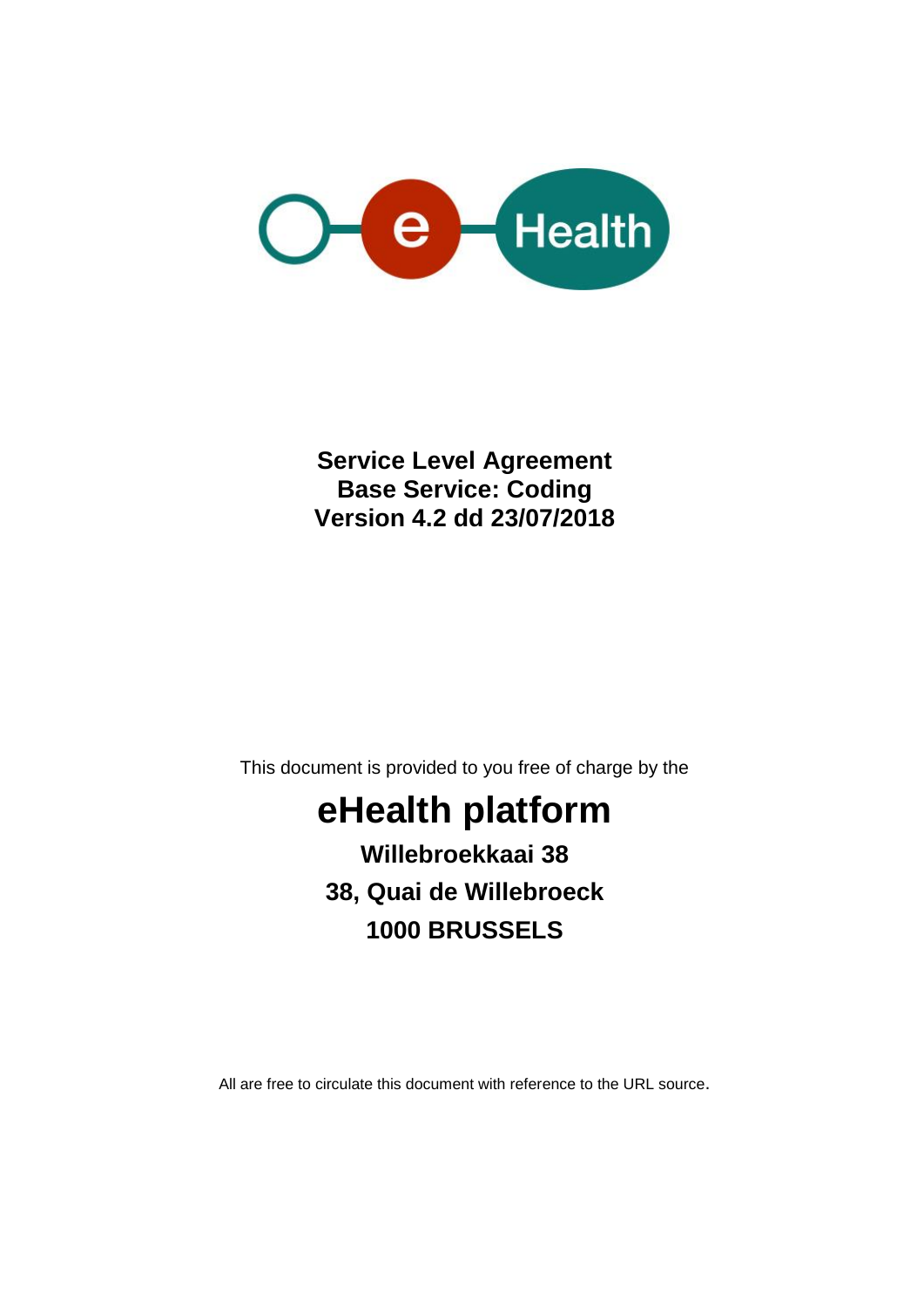**Service Level Agreement**
**Base Service: Coding**
**Version 4.2 dd 23/07/2018**

This document is provided to you free of charge by the

# eHealth platform

**Willebroekkaai 38**

**38, Quai de Willebroeck**

**1000 BRUSSELS**

All are free to circulate this document with reference to the URL source.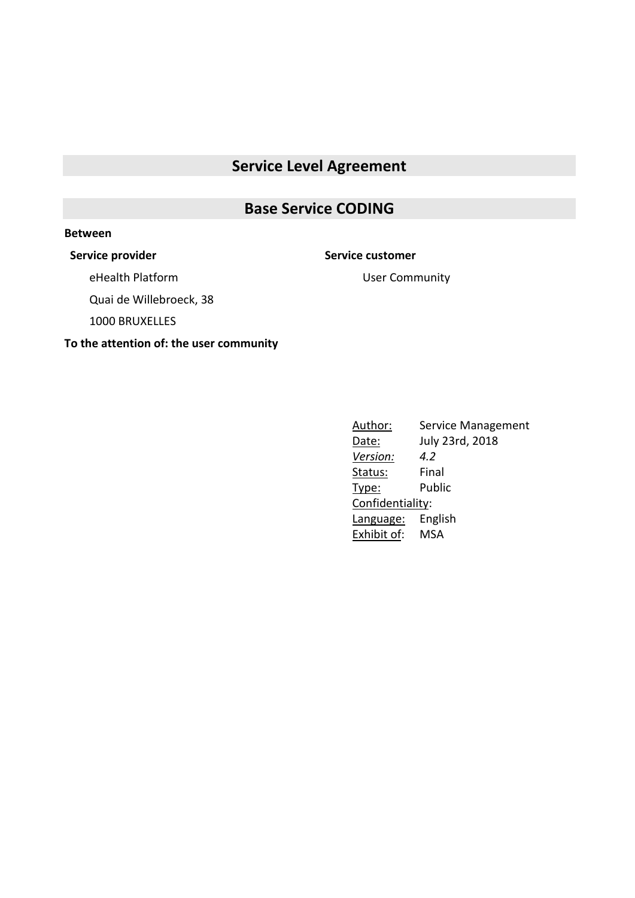# Service Level Agreement

# Base Service CODING

**Between**

**Service provider**

eHealth Platform

Quai de Willebroeck, 38

1000 BRUXELLES

**Service customer**

User Community

**To the attention of: the user community**

| | |
|---|---|
| Author: | Service Management |
| Date: | July 23rd, 2018 |
| *Version:* | *4.2* |
| Status: | Final |
| Type: | Public |
| Confidentiality: | |
| Language: | English |
| Exhibit of: | MSA |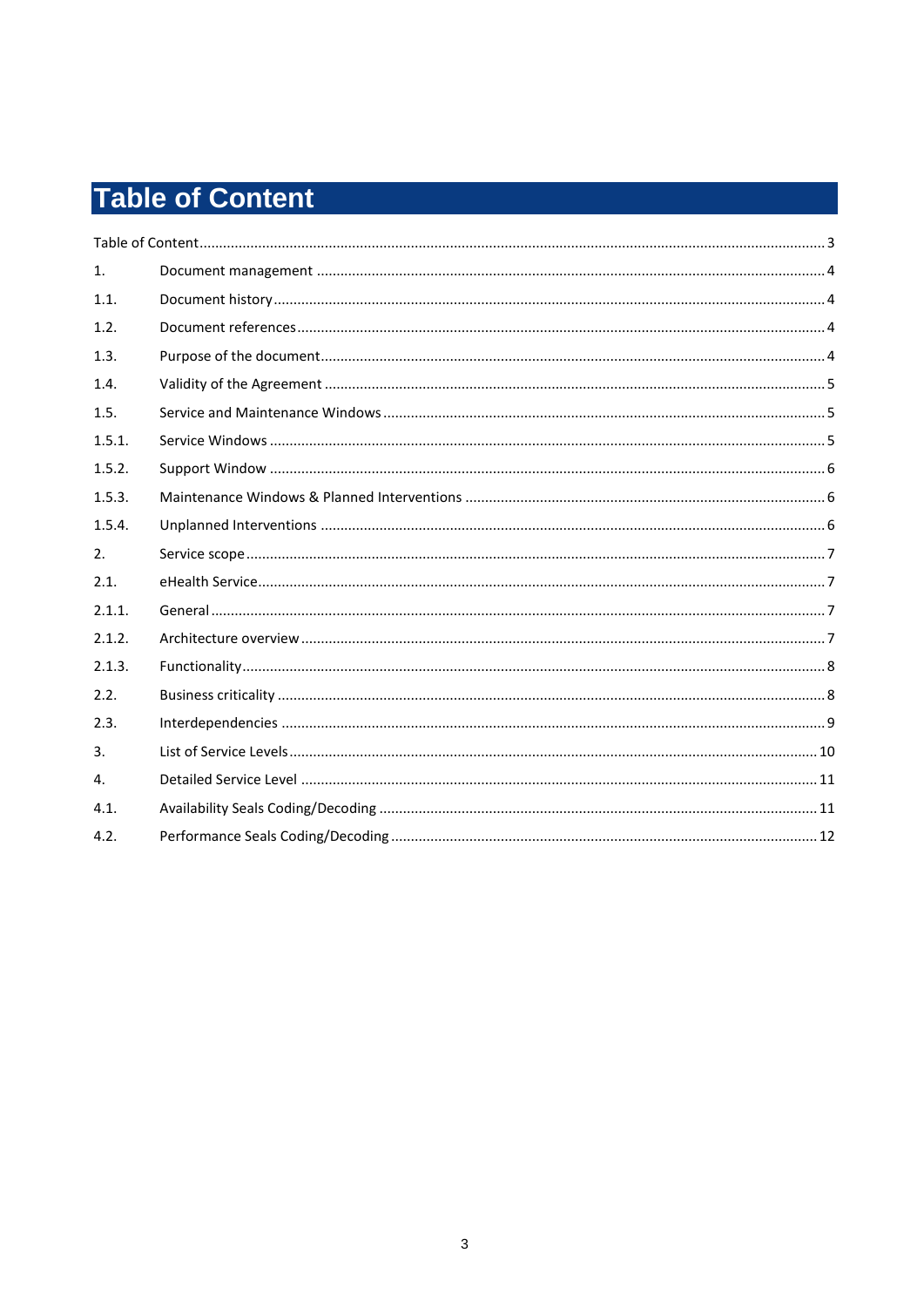# Table of Content

Table of Content ........ 3

1. Document management ........ 4
1.1. Document history ........ 4
1.2. Document references ........ 4
1.3. Purpose of the document ........ 4
1.4. Validity of the Agreement ........ 5
1.5. Service and Maintenance Windows ........ 5
1.5.1. Service Windows ........ 5
1.5.2. Support Window ........ 6
1.5.3. Maintenance Windows & Planned Interventions ........ 6
1.5.4. Unplanned Interventions ........ 6
2. Service scope ........ 7
2.1. eHealth Service ........ 7
2.1.1. General ........ 7
2.1.2. Architecture overview ........ 7
2.1.3. Functionality ........ 8
2.2. Business criticality ........ 8
2.3. Interdependencies ........ 9
3. List of Service Levels ........ 10
4. Detailed Service Level ........ 11
4.1. Availability Seals Coding/Decoding ........ 11
4.2. Performance Seals Coding/Decoding ........ 12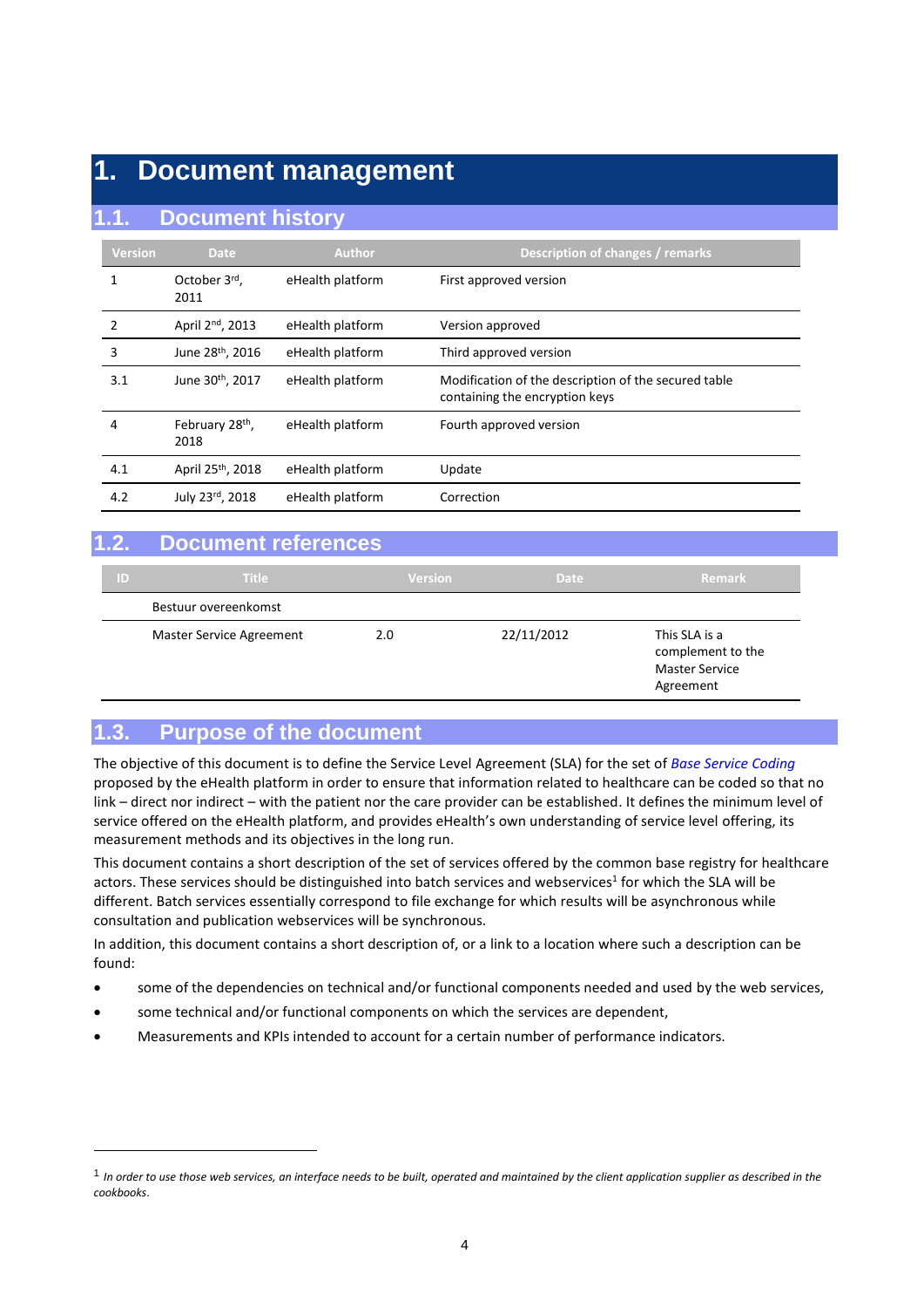# 1. Document management

## 1.1. Document history

| Version | Date | Author | Description of changes / remarks |
|---|---|---|---|
| 1 | October 3rd, 2011 | eHealth platform | First approved version |
| 2 | April 2nd, 2013 | eHealth platform | Version approved |
| 3 | June 28th, 2016 | eHealth platform | Third approved version |
| 3.1 | June 30th, 2017 | eHealth platform | Modification of the description of the secured table containing the encryption keys |
| 4 | February 28th, 2018 | eHealth platform | Fourth approved version |
| 4.1 | April 25th, 2018 | eHealth platform | Update |
| 4.2 | July 23rd, 2018 | eHealth platform | Correction |

## 1.2. Document references

| ID | Title | Version | Date | Remark |
|---|---|---|---|---|
| | Bestuur overeenkomst | | | |
| | Master Service Agreement | 2.0 | 22/11/2012 | This SLA is a complement to the Master Service Agreement |

## 1.3. Purpose of the document

The objective of this document is to define the Service Level Agreement (SLA) for the set of *Base Service Coding* proposed by the eHealth platform in order to ensure that information related to healthcare can be coded so that no link – direct nor indirect – with the patient nor the care provider can be established. It defines the minimum level of service offered on the eHealth platform, and provides eHealth's own understanding of service level offering, its measurement methods and its objectives in the long run.

This document contains a short description of the set of services offered by the common base registry for healthcare actors. These services should be distinguished into batch services and webservices[1] for which the SLA will be different. Batch services essentially correspond to file exchange for which results will be asynchronous while consultation and publication webservices will be synchronous.

In addition, this document contains a short description of, or a link to a location where such a description can be found:

- some of the dependencies on technical and/or functional components needed and used by the web services,
- some technical and/or functional components on which the services are dependent,
- Measurements and KPIs intended to account for a certain number of performance indicators.

[1] *In order to use those web services, an interface needs to be built, operated and maintained by the client application supplier as described in the cookbooks.*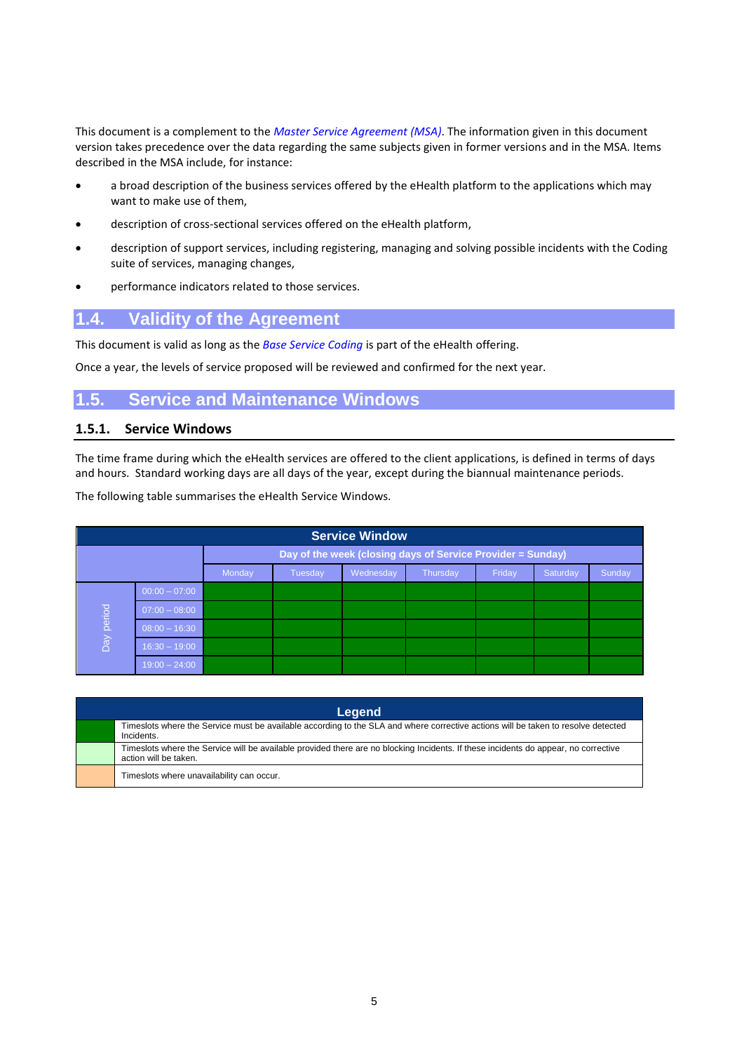This document is a complement to the *Master Service Agreement (MSA)*. The information given in this document version takes precedence over the data regarding the same subjects given in former versions and in the MSA. Items described in the MSA include, for instance:

- a broad description of the business services offered by the eHealth platform to the applications which may want to make use of them,
- description of cross-sectional services offered on the eHealth platform,
- description of support services, including registering, managing and solving possible incidents with the Coding suite of services, managing changes,
- performance indicators related to those services.

## 1.4. Validity of the Agreement

This document is valid as long as the *Base Service Coding* is part of the eHealth offering.

Once a year, the levels of service proposed will be reviewed and confirmed for the next year.

## 1.5. Service and Maintenance Windows

### 1.5.1. Service Windows

The time frame during which the eHealth services are offered to the client applications, is defined in terms of days and hours. Standard working days are all days of the year, except during the biannual maintenance periods.

The following table summarises the eHealth Service Windows.

| Service Window | | | | | | | | |
|---|---|---|---|---|---|---|---|---|
| | | Day of the week (closing days of Service Provider = Sunday) | | | | | | |
| | | Monday | Tuesday | Wednesday | Thursday | Friday | Saturday | Sunday |
| Day period | 00:00 – 07:00 | | | | | | | |
| | 07:00 – 08:00 | | | | | | | |
| | 08:00 – 16:30 | | | | | | | |
| | 16:30 – 19:00 | | | | | | | |
| | 19:00 – 24:00 | | | | | | | |

| Legend | |
|---|---|
| (dark green) | Timeslots where the Service must be available according to the SLA and where corrective actions will be taken to resolve detected Incidents. |
| (light green) | Timeslots where the Service will be available provided there are no blocking Incidents. If these incidents do appear, no corrective action will be taken. |
| (orange) | Timeslots where unavailability can occur. |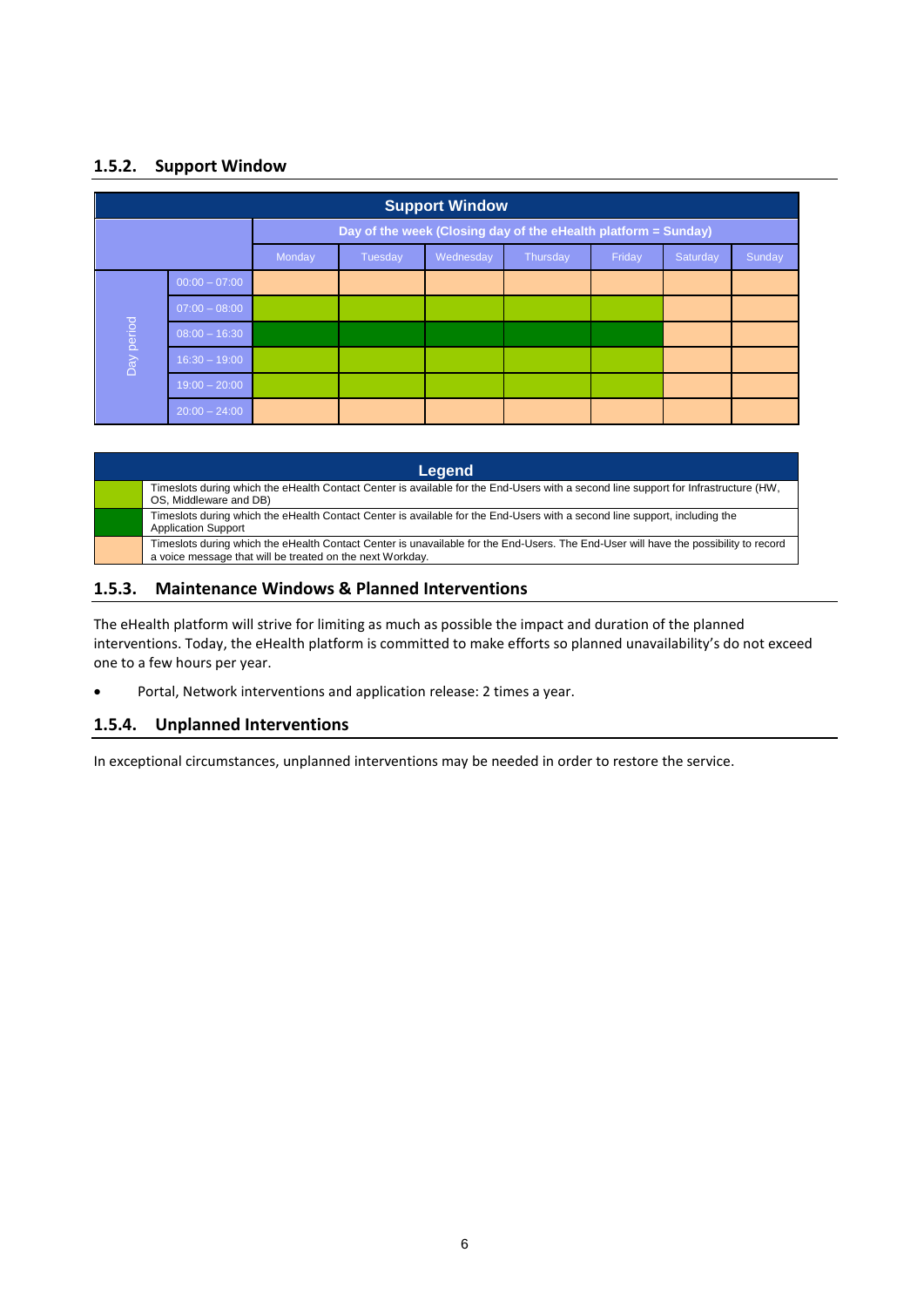### 1.5.2. Support Window

**Support Window**

| Day period | Day of the week (Closing day of the eHealth platform = Sunday) | | | | | | |
|---|---|---|---|---|---|---|---|
| | Monday | Tuesday | Wednesday | Thursday | Friday | Saturday | Sunday |
| 00:00 – 07:00 | Orange | Orange | Orange | Orange | Orange | Orange | Orange |
| 07:00 – 08:00 | Light green | Light green | Light green | Light green | Light green | Orange | Orange |
| 08:00 – 16:30 | Dark green | Dark green | Dark green | Dark green | Dark green | Orange | Orange |
| 16:30 – 19:00 | Light green | Light green | Light green | Light green | Light green | Orange | Orange |
| 19:00 – 20:00 | Light green | Light green | Light green | Light green | Light green | Orange | Orange |
| 20:00 – 24:00 | Orange | Orange | Orange | Orange | Orange | Orange | Orange |

**Legend**

| Colour | Description |
|---|---|
| Light green | Timeslots during which the eHealth Contact Center is available for the End-Users with a second line support for Infrastructure (HW, OS, Middleware and DB) |
| Dark green | Timeslots during which the eHealth Contact Center is available for the End-Users with a second line support, including the Application Support |
| Orange | Timeslots during which the eHealth Contact Center is unavailable for the End-Users. The End-User will have the possibility to record a voice message that will be treated on the next Workday. |

### 1.5.3. Maintenance Windows & Planned Interventions

The eHealth platform will strive for limiting as much as possible the impact and duration of the planned interventions. Today, the eHealth platform is committed to make efforts so planned unavailability's do not exceed one to a few hours per year.

- Portal, Network interventions and application release: 2 times a year.

### 1.5.4. Unplanned Interventions

In exceptional circumstances, unplanned interventions may be needed in order to restore the service.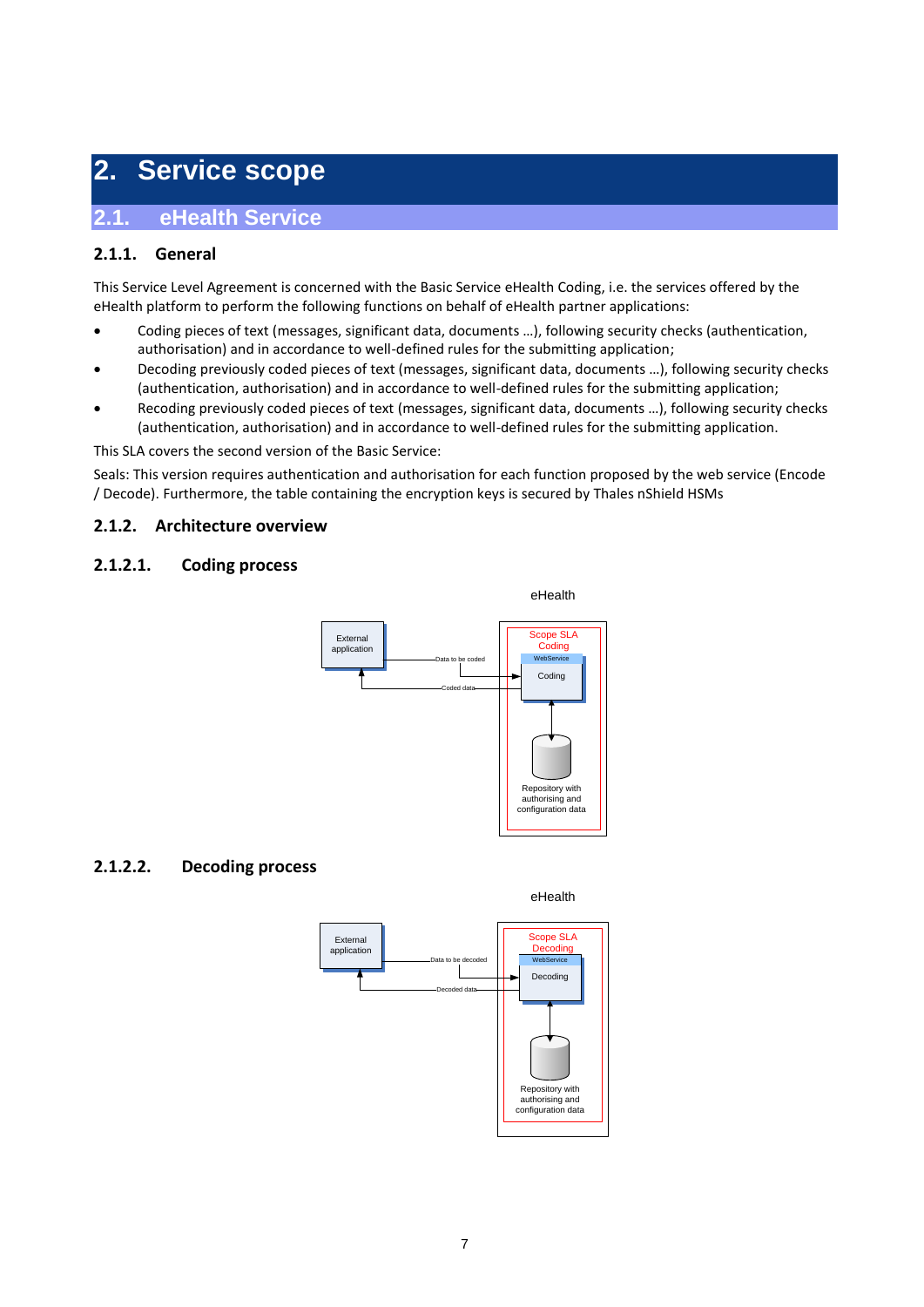# 2. Service scope

## 2.1. eHealth Service

### 2.1.1. General

This Service Level Agreement is concerned with the Basic Service eHealth Coding, i.e. the services offered by the eHealth platform to perform the following functions on behalf of eHealth partner applications:

- Coding pieces of text (messages, significant data, documents …), following security checks (authentication, authorisation) and in accordance to well-defined rules for the submitting application;
- Decoding previously coded pieces of text (messages, significant data, documents …), following security checks (authentication, authorisation) and in accordance to well-defined rules for the submitting application;
- Recoding previously coded pieces of text (messages, significant data, documents …), following security checks (authentication, authorisation) and in accordance to well-defined rules for the submitting application.

This SLA covers the second version of the Basic Service:

Seals: This version requires authentication and authorisation for each function proposed by the web service (Encode / Decode). Furthermore, the table containing the encryption keys is secured by Thales nShield HSMs

### 2.1.2. Architecture overview

#### 2.1.2.1. Coding process

eHealth

External application — Data to be coded → Scope SLA Coding: WebService Coding ↔ Repository with authorising and configuration data; Coded data → External application

#### 2.1.2.2. Decoding process

eHealth

External application — Data to be decoded → Scope SLA Decoding: WebService Decoding ↔ Repository with authorising and configuration data; Decoded data → External application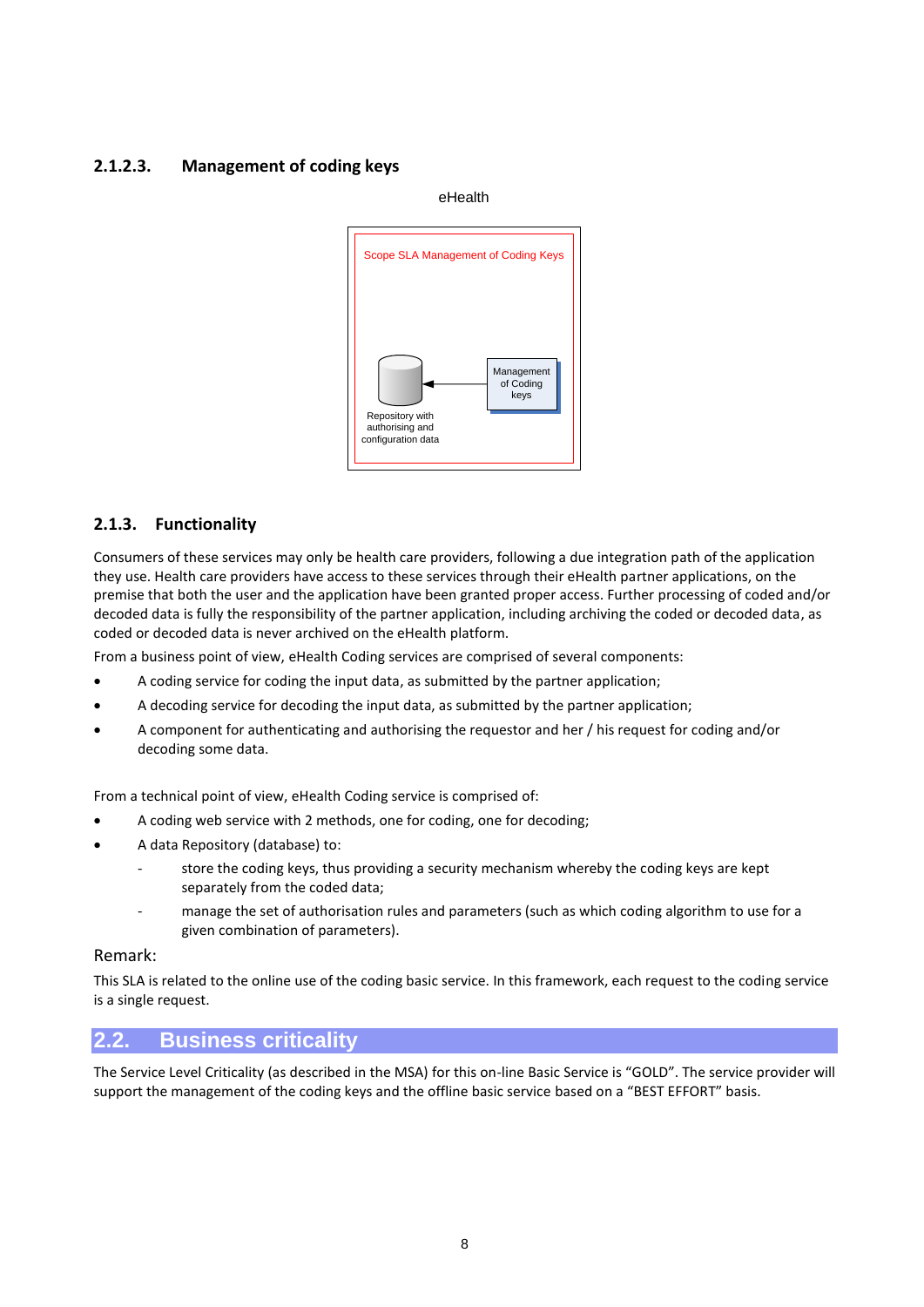#### 2.1.2.3. Management of coding keys

eHealth

Scope SLA Management of Coding Keys

Repository with authorising and configuration data

Management of Coding keys

### 2.1.3. Functionality

Consumers of these services may only be health care providers, following a due integration path of the application they use. Health care providers have access to these services through their eHealth partner applications, on the premise that both the user and the application have been granted proper access. Further processing of coded and/or decoded data is fully the responsibility of the partner application, including archiving the coded or decoded data, as coded or decoded data is never archived on the eHealth platform.

From a business point of view, eHealth Coding services are comprised of several components:

- A coding service for coding the input data, as submitted by the partner application;
- A decoding service for decoding the input data, as submitted by the partner application;
- A component for authenticating and authorising the requestor and her / his request for coding and/or decoding some data.

From a technical point of view, eHealth Coding service is comprised of:

- A coding web service with 2 methods, one for coding, one for decoding;
- A data Repository (database) to:
  - store the coding keys, thus providing a security mechanism whereby the coding keys are kept separately from the coded data;
  - manage the set of authorisation rules and parameters (such as which coding algorithm to use for a given combination of parameters).

Remark:

This SLA is related to the online use of the coding basic service. In this framework, each request to the coding service is a single request.

## 2.2. Business criticality

The Service Level Criticality (as described in the MSA) for this on-line Basic Service is “GOLD”. The service provider will support the management of the coding keys and the offline basic service based on a “BEST EFFORT” basis.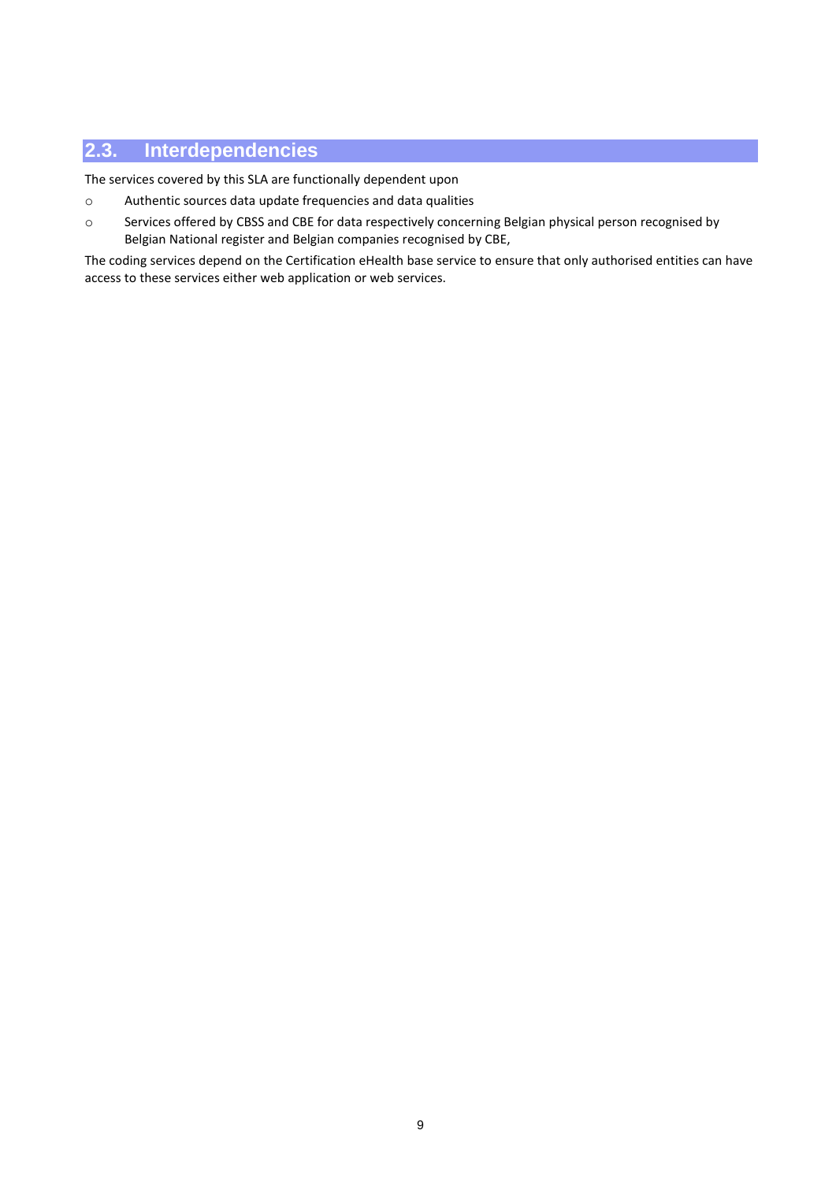## 2.3. Interdependencies

The services covered by this SLA are functionally dependent upon

- Authentic sources data update frequencies and data qualities
- Services offered by CBSS and CBE for data respectively concerning Belgian physical person recognised by Belgian National register and Belgian companies recognised by CBE,

The coding services depend on the Certification eHealth base service to ensure that only authorised entities can have access to these services either web application or web services.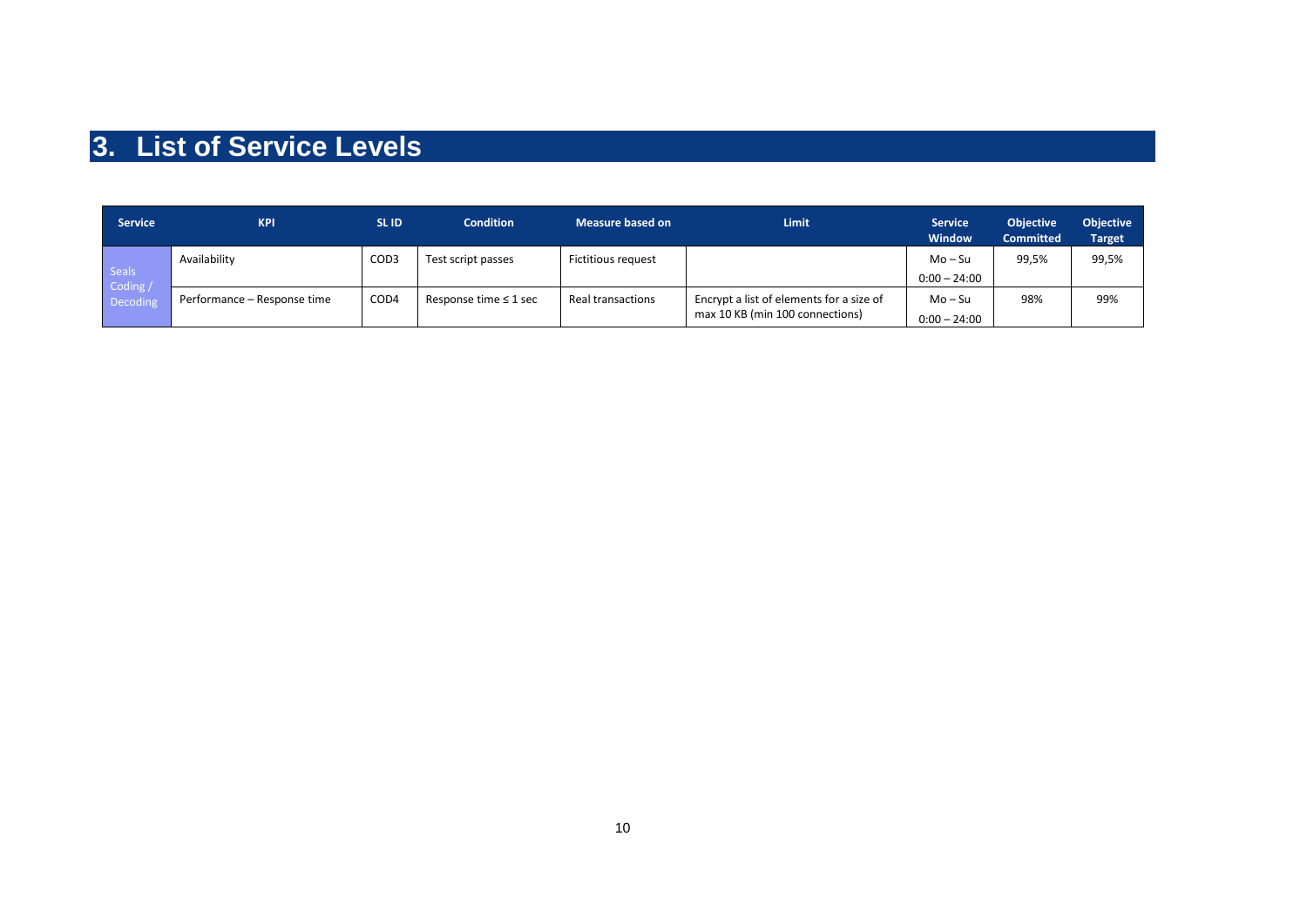# 3. List of Service Levels

| Service | KPI | SL ID | Condition | Measure based on | Limit | Service Window | Objective Committed | Objective Target |
|---|---|---|---|---|---|---|---|---|
| Seals Coding / Decoding | Availability | COD3 | Test script passes | Fictitious request | | Mo – Su 0:00 – 24:00 | 99,5% | 99,5% |
| | Performance – Response time | COD4 | Response time ≤ 1 sec | Real transactions | Encrypt a list of elements for a size of max 10 KB (min 100 connections) | Mo – Su 0:00 – 24:00 | 98% | 99% |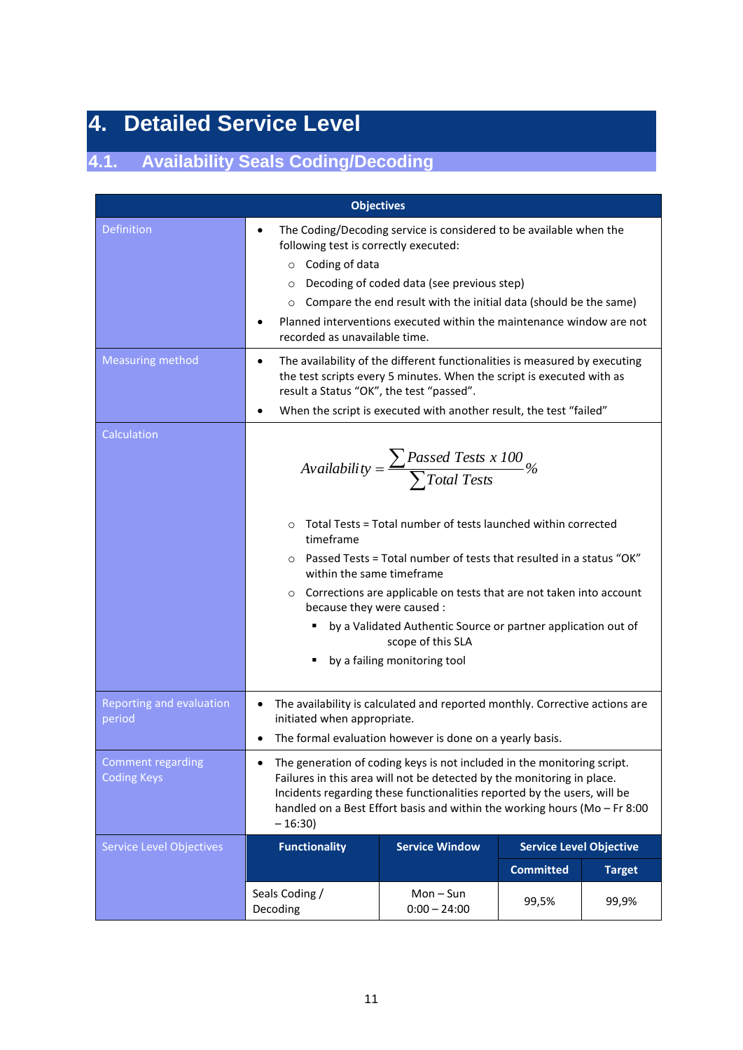# 4. Detailed Service Level

## 4.1. Availability Seals Coding/Decoding

| Objectives | | | | |
|---|---|---|---|---|
| Definition | • The Coding/Decoding service is considered to be available when the following test is correctly executed:<br>  ○ Coding of data<br>  ○ Decoding of coded data (see previous step)<br>  ○ Compare the end result with the initial data (should be the same)<br>• Planned interventions executed within the maintenance window are not recorded as unavailable time. | | | |
| Measuring method | • The availability of the different functionalities is measured by executing the test scripts every 5 minutes. When the script is executed with as result a Status "OK", the test "passed".<br>• When the script is executed with another result, the test "failed" | | | |
| Calculation | $Availability = \frac{\sum Passed\ Tests\ x\ 100}{\sum Total\ Tests}\%$<br>  ○ Total Tests = Total number of tests launched within corrected timeframe<br>  ○ Passed Tests = Total number of tests that resulted in a status "OK" within the same timeframe<br>  ○ Corrections are applicable on tests that are not taken into account because they were caused :<br>    ▪ by a Validated Authentic Source or partner application out of scope of this SLA<br>    ▪ by a failing monitoring tool | | | |
| Reporting and evaluation period | • The availability is calculated and reported monthly. Corrective actions are initiated when appropriate.<br>• The formal evaluation however is done on a yearly basis. | | | |
| Comment regarding Coding Keys | • The generation of coding keys is not included in the monitoring script. Failures in this area will not be detected by the monitoring in place. Incidents regarding these functionalities reported by the users, will be handled on a Best Effort basis and within the working hours (Mo – Fr 8:00 – 16:30) | | | |
| Service Level Objectives | **Functionality** | **Service Window** | **Service Level Objective** | |
| | | | **Committed** | **Target** |
| | Seals Coding / Decoding | Mon – Sun 0:00 – 24:00 | 99,5% | 99,9% |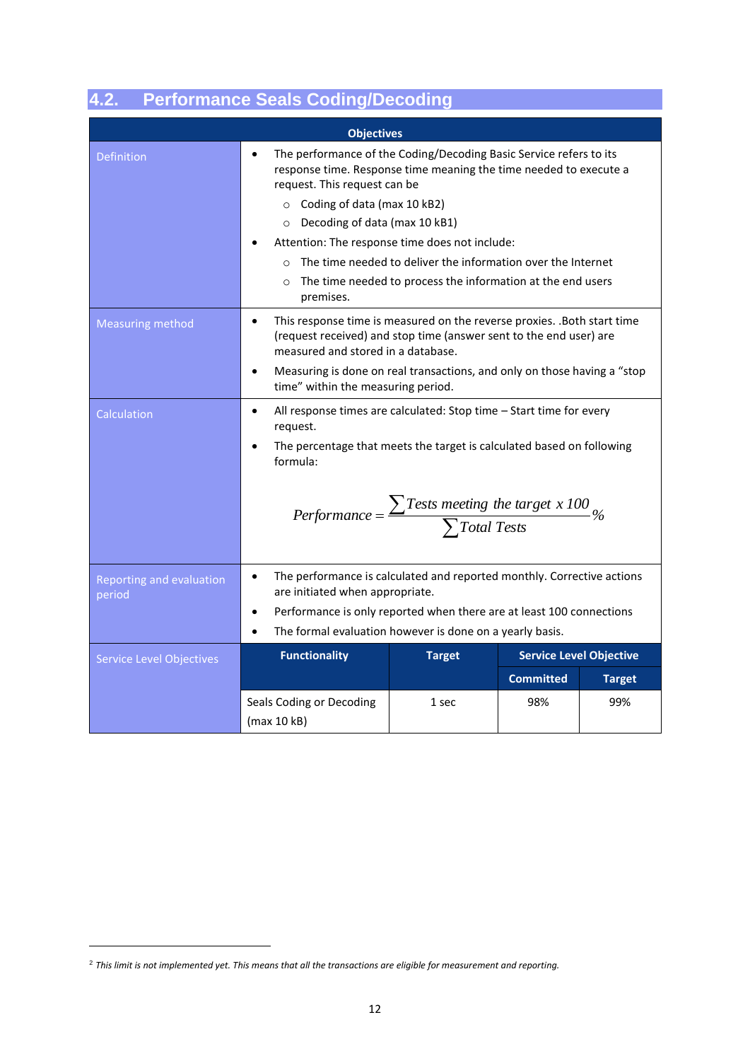## 4.2. Performance Seals Coding/Decoding

| Objectives | | | | |
|---|---|---|---|---|
| Definition | • The performance of the Coding/Decoding Basic Service refers to its response time. Response time meaning the time needed to execute a request. This request can be<br>○ Coding of data (max 10 kB2)<br>○ Decoding of data (max 10 kB1)<br>• Attention: The response time does not include:<br>○ The time needed to deliver the information over the Internet<br>○ The time needed to process the information at the end users premises. | | | |
| Measuring method | • This response time is measured on the reverse proxies. .Both start time (request received) and stop time (answer sent to the end user) are measured and stored in a database.<br>• Measuring is done on real transactions, and only on those having a "stop time" within the measuring period. | | | |
| Calculation | • All response times are calculated: Stop time – Start time for every request.<br>• The percentage that meets the target is calculated based on following formula:<br>$$Performance = \frac{\sum Tests\ meeting\ the\ target\ x\ 100}{\sum Total\ Tests} \%$$ | | | |
| Reporting and evaluation period | • The performance is calculated and reported monthly. Corrective actions are initiated when appropriate.<br>• Performance is only reported when there are at least 100 connections<br>• The formal evaluation however is done on a yearly basis. | | | |
| Service Level Objectives | **Functionality** | **Target** | **Service Level Objective** | |
| | | | **Committed** | **Target** |
| | Seals Coding or Decoding (max 10 kB) | 1 sec | 98% | 99% |

[2] This limit is not implemented yet. This means that all the transactions are eligible for measurement and reporting.